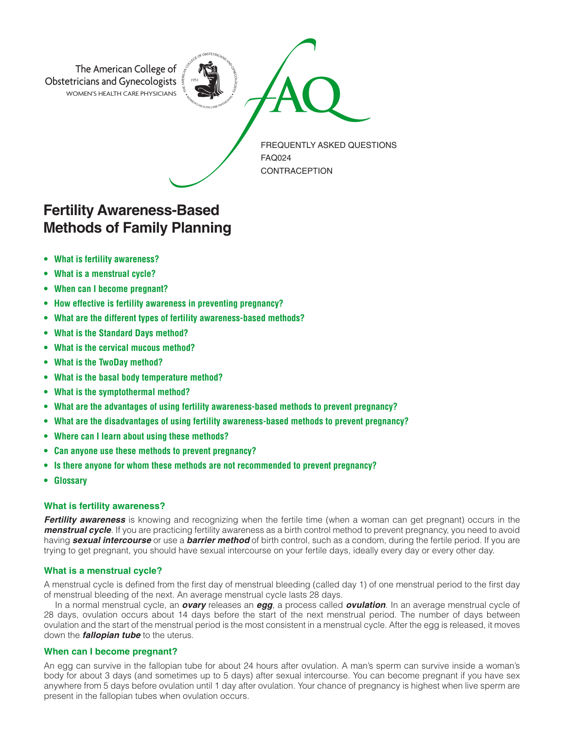The American College of Obstetricians and Gynecologists
WOMEN'S HEALTH CARE PHYSICIANS

FAQ

FREQUENTLY ASKED QUESTIONS
FAQ024
CONTRACEPTION

# Fertility Awareness-Based Methods of Family Planning

- **What is fertility awareness?**
- **What is a menstrual cycle?**
- **When can I become pregnant?**
- **How effective is fertility awareness in preventing pregnancy?**
- **What are the different types of fertility awareness-based methods?**
- **What is the Standard Days method?**
- **What is the cervical mucous method?**
- **What is the TwoDay method?**
- **What is the basal body temperature method?**
- **What is the symptothermal method?**
- **What are the advantages of using fertility awareness-based methods to prevent pregnancy?**
- **What are the disadvantages of using fertility awareness-based methods to prevent pregnancy?**
- **Where can I learn about using these methods?**
- **Can anyone use these methods to prevent pregnancy?**
- **Is there anyone for whom these methods are not recommended to prevent pregnancy?**
- **Glossary**

## What is fertility awareness?

***Fertility awareness*** is knowing and recognizing when the fertile time (when a woman can get pregnant) occurs in the ***menstrual cycle***. If you are practicing fertility awareness as a birth control method to prevent pregnancy, you need to avoid having ***sexual intercourse*** or use a ***barrier method*** of birth control, such as a condom, during the fertile period. If you are trying to get pregnant, you should have sexual intercourse on your fertile days, ideally every day or every other day.

## What is a menstrual cycle?

A menstrual cycle is defined from the first day of menstrual bleeding (called day 1) of one menstrual period to the first day of menstrual bleeding of the next. An average menstrual cycle lasts 28 days.

In a normal menstrual cycle, an ***ovary*** releases an ***egg***, a process called ***ovulation***. In an average menstrual cycle of 28 days, ovulation occurs about 14 days before the start of the next menstrual period. The number of days between ovulation and the start of the menstrual period is the most consistent in a menstrual cycle. After the egg is released, it moves down the ***fallopian tube*** to the uterus.

## When can I become pregnant?

An egg can survive in the fallopian tube for about 24 hours after ovulation. A man's sperm can survive inside a woman's body for about 3 days (and sometimes up to 5 days) after sexual intercourse. You can become pregnant if you have sex anywhere from 5 days before ovulation until 1 day after ovulation. Your chance of pregnancy is highest when live sperm are present in the fallopian tubes when ovulation occurs.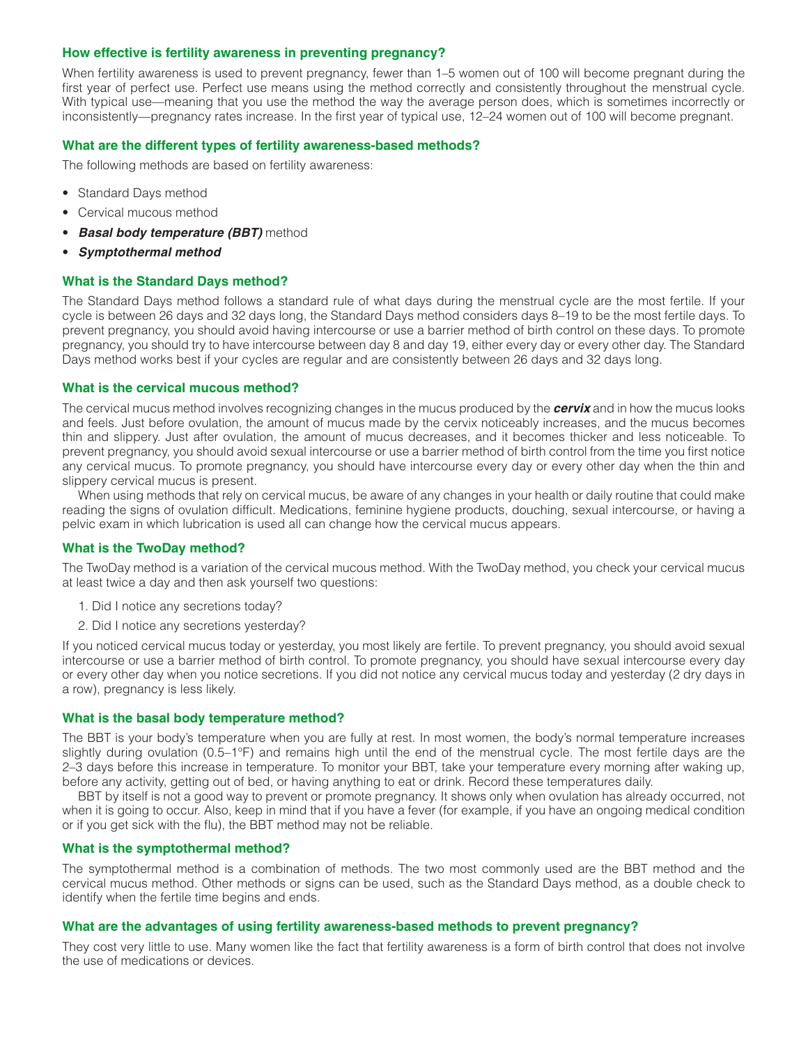### How effective is fertility awareness in preventing pregnancy?

When fertility awareness is used to prevent pregnancy, fewer than 1–5 women out of 100 will become pregnant during the first year of perfect use. Perfect use means using the method correctly and consistently throughout the menstrual cycle. With typical use—meaning that you use the method the way the average person does, which is sometimes incorrectly or inconsistently—pregnancy rates increase. In the first year of typical use, 12–24 women out of 100 will become pregnant.

### What are the different types of fertility awareness-based methods?

The following methods are based on fertility awareness:

- Standard Days method
- Cervical mucous method
- ***Basal body temperature (BBT)*** method
- ***Symptothermal method***

### What is the Standard Days method?

The Standard Days method follows a standard rule of what days during the menstrual cycle are the most fertile. If your cycle is between 26 days and 32 days long, the Standard Days method considers days 8–19 to be the most fertile days. To prevent pregnancy, you should avoid having intercourse or use a barrier method of birth control on these days. To promote pregnancy, you should try to have intercourse between day 8 and day 19, either every day or every other day. The Standard Days method works best if your cycles are regular and are consistently between 26 days and 32 days long.

### What is the cervical mucous method?

The cervical mucus method involves recognizing changes in the mucus produced by the ***cervix*** and in how the mucus looks and feels. Just before ovulation, the amount of mucus made by the cervix noticeably increases, and the mucus becomes thin and slippery. Just after ovulation, the amount of mucus decreases, and it becomes thicker and less noticeable. To prevent pregnancy, you should avoid sexual intercourse or use a barrier method of birth control from the time you first notice any cervical mucus. To promote pregnancy, you should have intercourse every day or every other day when the thin and slippery cervical mucus is present.

When using methods that rely on cervical mucus, be aware of any changes in your health or daily routine that could make reading the signs of ovulation difficult. Medications, feminine hygiene products, douching, sexual intercourse, or having a pelvic exam in which lubrication is used all can change how the cervical mucus appears.

### What is the TwoDay method?

The TwoDay method is a variation of the cervical mucous method. With the TwoDay method, you check your cervical mucus at least twice a day and then ask yourself two questions:

1. Did I notice any secretions today?
2. Did I notice any secretions yesterday?

If you noticed cervical mucus today or yesterday, you most likely are fertile. To prevent pregnancy, you should avoid sexual intercourse or use a barrier method of birth control. To promote pregnancy, you should have sexual intercourse every day or every other day when you notice secretions. If you did not notice any cervical mucus today and yesterday (2 dry days in a row), pregnancy is less likely.

### What is the basal body temperature method?

The BBT is your body's temperature when you are fully at rest. In most women, the body's normal temperature increases slightly during ovulation (0.5–1°F) and remains high until the end of the menstrual cycle. The most fertile days are the 2–3 days before this increase in temperature. To monitor your BBT, take your temperature every morning after waking up, before any activity, getting out of bed, or having anything to eat or drink. Record these temperatures daily.

BBT by itself is not a good way to prevent or promote pregnancy. It shows only when ovulation has already occurred, not when it is going to occur. Also, keep in mind that if you have a fever (for example, if you have an ongoing medical condition or if you get sick with the flu), the BBT method may not be reliable.

### What is the symptothermal method?

The symptothermal method is a combination of methods. The two most commonly used are the BBT method and the cervical mucus method. Other methods or signs can be used, such as the Standard Days method, as a double check to identify when the fertile time begins and ends.

### What are the advantages of using fertility awareness-based methods to prevent pregnancy?

They cost very little to use. Many women like the fact that fertility awareness is a form of birth control that does not involve the use of medications or devices.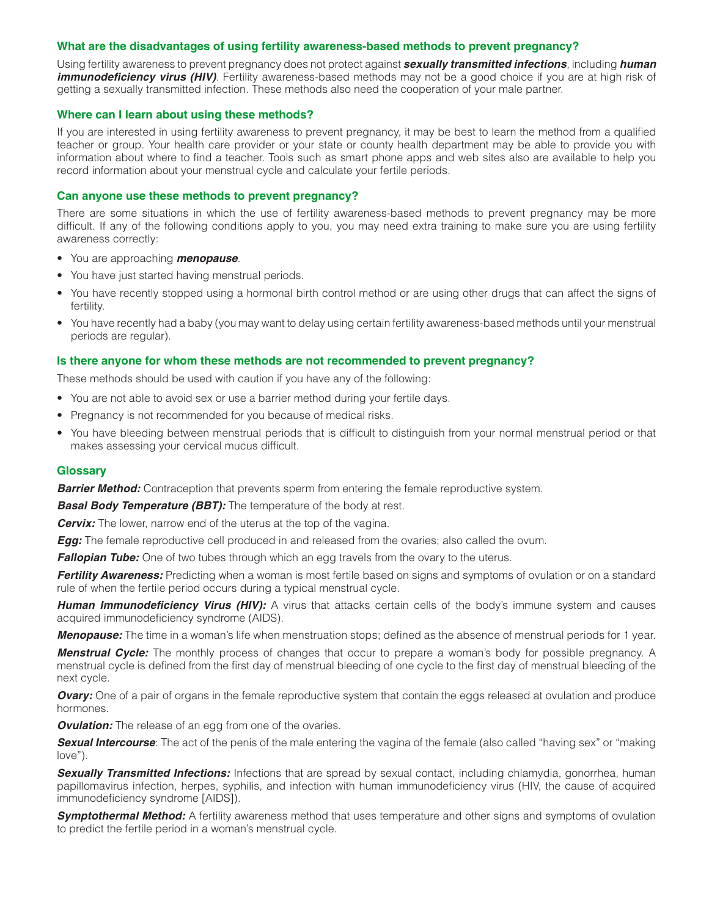### What are the disadvantages of using fertility awareness-based methods to prevent pregnancy?

Using fertility awareness to prevent pregnancy does not protect against ***sexually transmitted infections***, including ***human immunodeficiency virus (HIV)***. Fertility awareness-based methods may not be a good choice if you are at high risk of getting a sexually transmitted infection. These methods also need the cooperation of your male partner.

### Where can I learn about using these methods?

If you are interested in using fertility awareness to prevent pregnancy, it may be best to learn the method from a qualified teacher or group. Your health care provider or your state or county health department may be able to provide you with information about where to find a teacher. Tools such as smart phone apps and web sites also are available to help you record information about your menstrual cycle and calculate your fertile periods.

### Can anyone use these methods to prevent pregnancy?

There are some situations in which the use of fertility awareness-based methods to prevent pregnancy may be more difficult. If any of the following conditions apply to you, you may need extra training to make sure you are using fertility awareness correctly:

- You are approaching ***menopause***.
- You have just started having menstrual periods.
- You have recently stopped using a hormonal birth control method or are using other drugs that can affect the signs of fertility.
- You have recently had a baby (you may want to delay using certain fertility awareness-based methods until your menstrual periods are regular).

### Is there anyone for whom these methods are not recommended to prevent pregnancy?

These methods should be used with caution if you have any of the following:

- You are not able to avoid sex or use a barrier method during your fertile days.
- Pregnancy is not recommended for you because of medical risks.
- You have bleeding between menstrual periods that is difficult to distinguish from your normal menstrual period or that makes assessing your cervical mucus difficult.

### Glossary

***Barrier Method:*** Contraception that prevents sperm from entering the female reproductive system.

***Basal Body Temperature (BBT):*** The temperature of the body at rest.

***Cervix:*** The lower, narrow end of the uterus at the top of the vagina.

***Egg:*** The female reproductive cell produced in and released from the ovaries; also called the ovum.

***Fallopian Tube:*** One of two tubes through which an egg travels from the ovary to the uterus.

***Fertility Awareness:*** Predicting when a woman is most fertile based on signs and symptoms of ovulation or on a standard rule of when the fertile period occurs during a typical menstrual cycle.

***Human Immunodeficiency Virus (HIV):*** A virus that attacks certain cells of the body's immune system and causes acquired immunodeficiency syndrome (AIDS).

***Menopause:*** The time in a woman's life when menstruation stops; defined as the absence of menstrual periods for 1 year.

***Menstrual Cycle:*** The monthly process of changes that occur to prepare a woman's body for possible pregnancy. A menstrual cycle is defined from the first day of menstrual bleeding of one cycle to the first day of menstrual bleeding of the next cycle.

***Ovary:*** One of a pair of organs in the female reproductive system that contain the eggs released at ovulation and produce hormones.

***Ovulation:*** The release of an egg from one of the ovaries.

***Sexual Intercourse***: The act of the penis of the male entering the vagina of the female (also called "having sex" or "making love").

***Sexually Transmitted Infections:*** Infections that are spread by sexual contact, including chlamydia, gonorrhea, human papillomavirus infection, herpes, syphilis, and infection with human immunodeficiency virus (HIV, the cause of acquired immunodeficiency syndrome [AIDS]).

***Symptothermal Method:*** A fertility awareness method that uses temperature and other signs and symptoms of ovulation to predict the fertile period in a woman's menstrual cycle.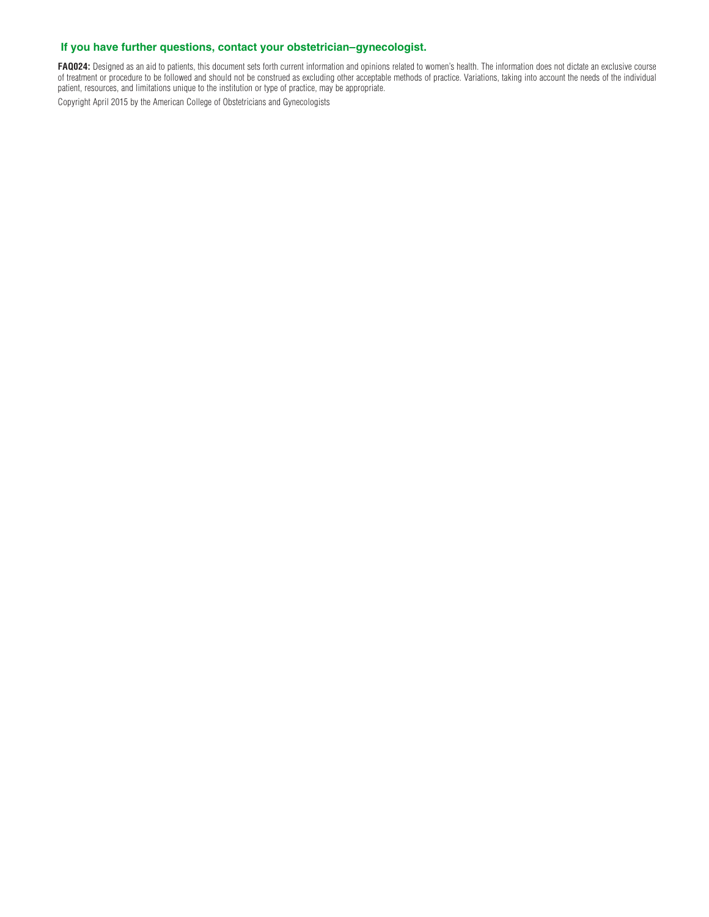**If you have further questions, contact your obstetrician–gynecologist.**

**FAQ024:** Designed as an aid to patients, this document sets forth current information and opinions related to women's health. The information does not dictate an exclusive course of treatment or procedure to be followed and should not be construed as excluding other acceptable methods of practice. Variations, taking into account the needs of the individual patient, resources, and limitations unique to the institution or type of practice, may be appropriate.

Copyright April 2015 by the American College of Obstetricians and Gynecologists